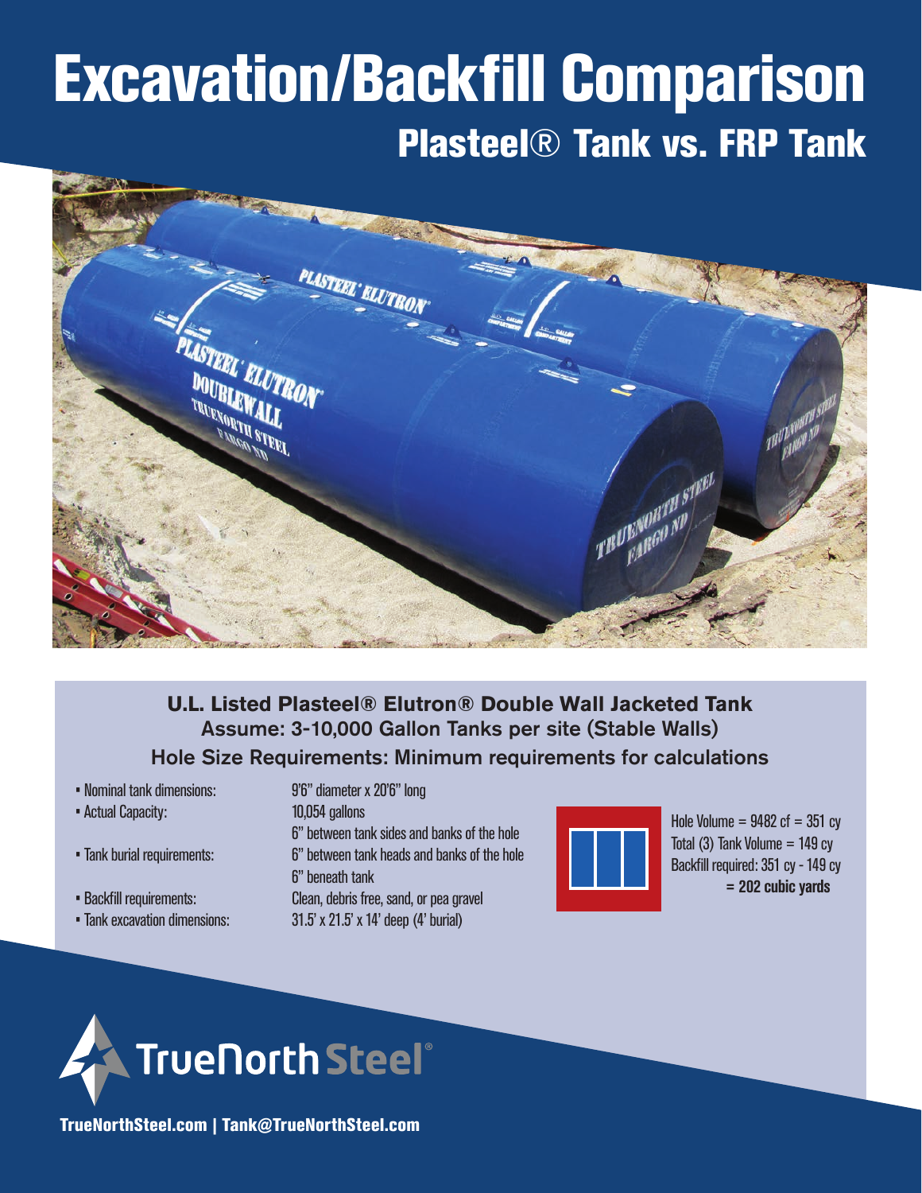# Excavation/Backfill Comparison

## Plasteel® Tank vs. FRP Tank

### U.L. Listed Plasteel® Elutron® Double Wall Jacketed Tank

**Assume: 3-10,000 Gallon Tanks per site (Stable Walls)**

**Hole Size Requirements: Minimum requirements for calculations**

- Nominal tank dimensions: 9'6" diameter x 20'6" long
- Actual Capacity: 10,054 gallons
- Tank burial requirements:
  - 6" between tank sides and banks of the hole
  - 6" between tank heads and banks of the hole
  - 6" beneath tank
- Backfill requirements: Clean, debris free, sand, or pea gravel
- Tank excavation dimensions: 31.5' x 21.5' x 14' deep (4' burial)

Hole Volume = 9482 cf = 351 cy
Total (3) Tank Volume = 149 cy
Backfill required: 351 cy - 149 cy
**= 202 cubic yards**

TrueNorth Steel®

**TrueNorthSteel.com | Tank@TrueNorthSteel.com**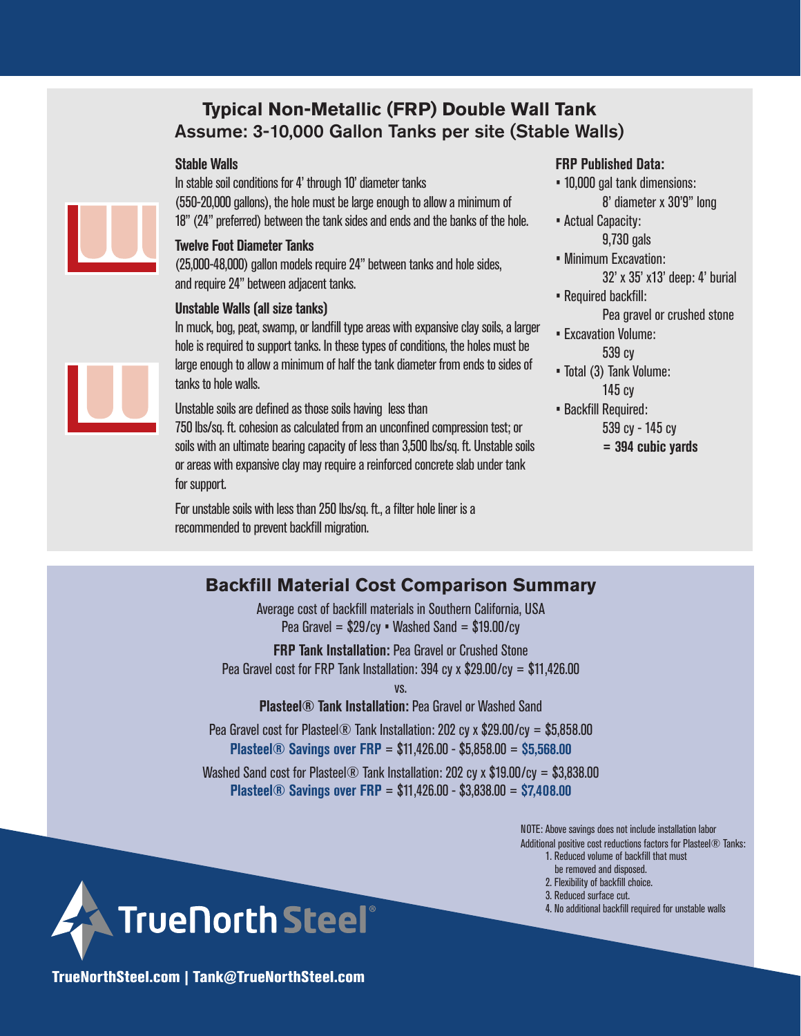## Typical Non-Metallic (FRP) Double Wall Tank

### Assume: 3-10,000 Gallon Tanks per site (Stable Walls)

**Stable Walls**

In stable soil conditions for 4' through 10' diameter tanks (550-20,000 gallons), the hole must be large enough to allow a minimum of 18" (24" preferred) between the tank sides and ends and the banks of the hole.

**Twelve Foot Diameter Tanks**

(25,000-48,000) gallon models require 24" between tanks and hole sides, and require 24" between adjacent tanks.

**Unstable Walls (all size tanks)**

In muck, bog, peat, swamp, or landfill type areas with expansive clay soils, a larger hole is required to support tanks. In these types of conditions, the holes must be large enough to allow a minimum of half the tank diameter from ends to sides of tanks to hole walls.

Unstable soils are defined as those soils having less than 750 lbs/sq. ft. cohesion as calculated from an unconfined compression test; or soils with an ultimate bearing capacity of less than 3,500 lbs/sq. ft. Unstable soils or areas with expansive clay may require a reinforced concrete slab under tank for support.

For unstable soils with less than 250 lbs/sq. ft., a filter hole liner is a recommended to prevent backfill migration.

**FRP Published Data:**

- 10,000 gal tank dimensions:
  8' diameter x 30'9" long
- Actual Capacity:
  9,730 gals
- Minimum Excavation:
  32' x 35' x13' deep: 4' burial
- Required backfill:
  Pea gravel or crushed stone
- Excavation Volume:
  539 cy
- Total (3) Tank Volume:
  145 cy
- Backfill Required:
  539 cy - 145 cy
  **= 394 cubic yards**

## Backfill Material Cost Comparison Summary

Average cost of backfill materials in Southern California, USA

Pea Gravel = $29/cy ▪ Washed Sand = $19.00/cy

**FRP Tank Installation:** Pea Gravel or Crushed Stone

Pea Gravel cost for FRP Tank Installation: 394 cy x $29.00/cy = $11,426.00

vs.

**Plasteel® Tank Installation:** Pea Gravel or Washed Sand

Pea Gravel cost for Plasteel® Tank Installation: 202 cy x $29.00/cy = $5,858.00

**Plasteel® Savings over FRP** = $11,426.00 - $5,858.00 = **$5,568.00**

Washed Sand cost for Plasteel® Tank Installation: 202 cy x $19.00/cy = $3,838.00

**Plasteel® Savings over FRP** = $11,426.00 - $3,838.00 = **$7,408.00**

NOTE: Above savings does not include installation labor

Additional positive cost reductions factors for Plasteel® Tanks:

1. Reduced volume of backfill that must be removed and disposed.
2. Flexibility of backfill choice.
3. Reduced surface cut.
4. No additional backfill required for unstable walls

TrueNorth Steel®

TrueNorthSteel.com | Tank@TrueNorthSteel.com